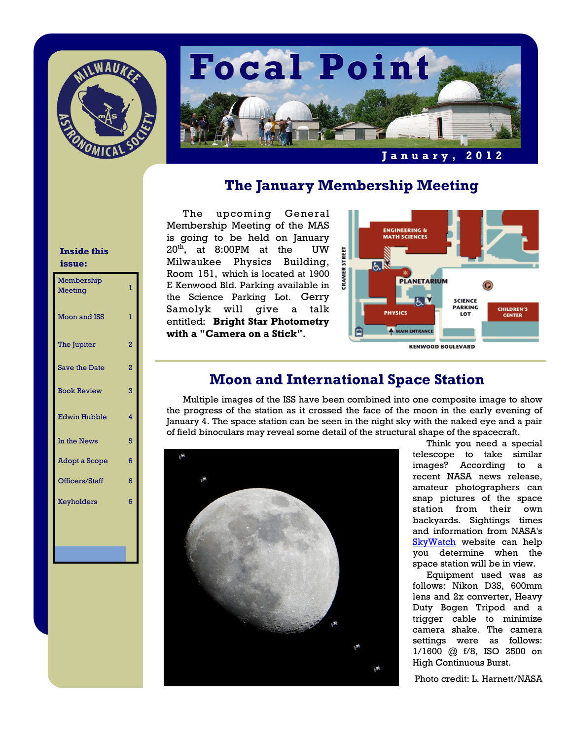# Focal Point

**January, 2012**

**Inside this issue:**

| | |
|---|---|
| Membership Meeting | 1 |
| Moon and ISS | 1 |
| The Jupiter | 2 |
| Save the Date | 2 |
| Book Review | 3 |
| Edwin Hubble | 4 |
| In the News | 5 |
| Adopt a Scope | 6 |
| Officers/Staff | 6 |
| Keyholders | 6 |

## The January Membership Meeting

The upcoming General Membership Meeting of the MAS is going to be held on January 20th, at 8:00PM at the UW Milwaukee Physics Building, Room 151, which is located at 1900 E Kenwood Bld. Parking available in the Science Parking Lot. Gerry Samolyk will give a talk entitled: **Bright Star Photometry with a "Camera on a Stick"**.

## Moon and International Space Station

Multiple images of the ISS have been combined into one composite image to show the progress of the station as it crossed the face of the moon in the early evening of January 4. The space station can be seen in the night sky with the naked eye and a pair of field binoculars may reveal some detail of the structural shape of the spacecraft.

Think you need a special telescope to take similar images? According to a recent NASA news release, amateur photographers can snap pictures of the space station from their own backyards. Sightings times and information from NASA's SkyWatch website can help you determine when the space station will be in view.

Equipment used was as follows: Nikon D3S, 600mm lens and 2x converter, Heavy Duty Bogen Tripod and a trigger cable to minimize camera shake. The camera settings were as follows: 1/1600 @ f/8, ISO 2500 on High Continuous Burst.

Photo credit: L. Harnett/NASA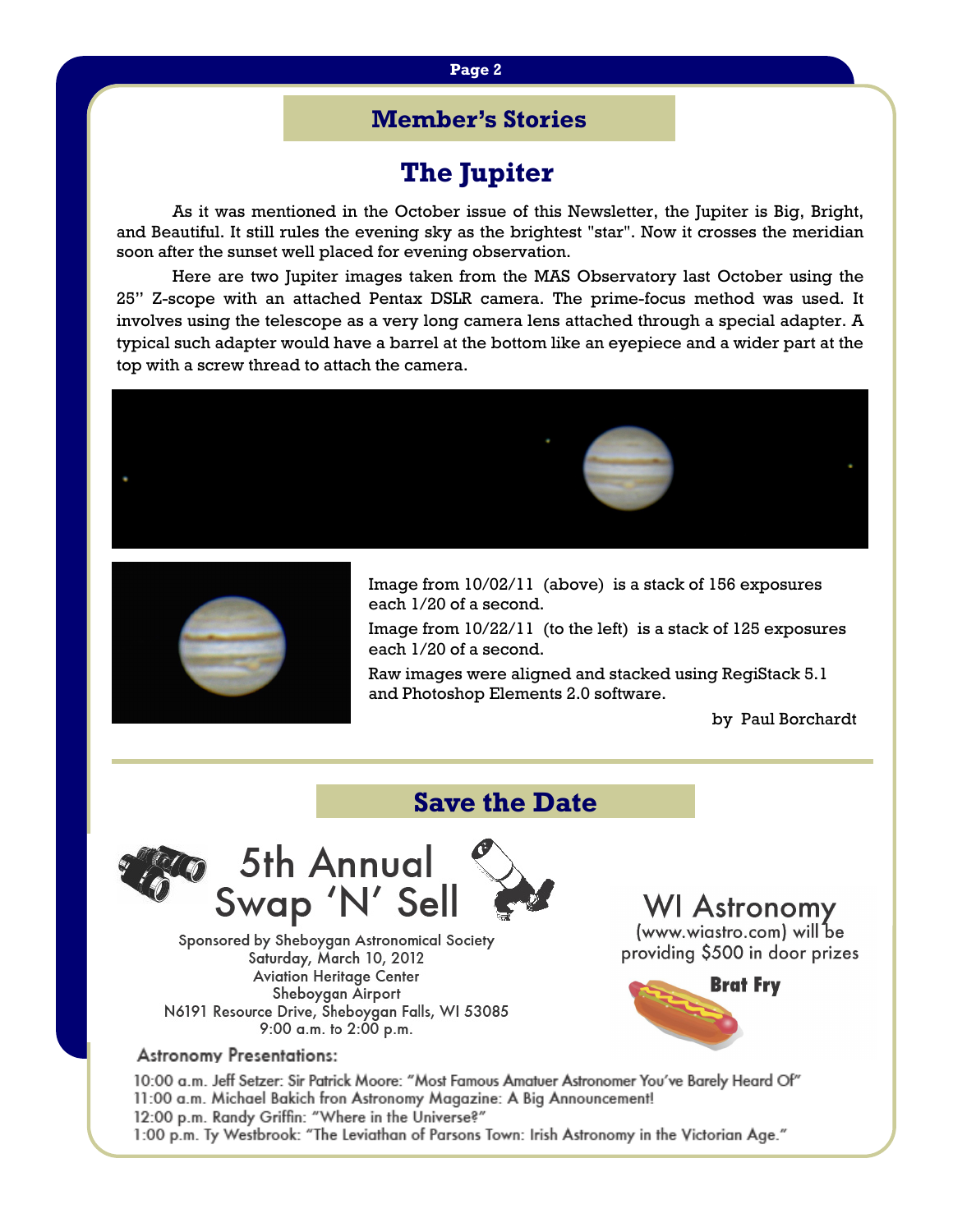## Member's Stories

# The Jupiter

As it was mentioned in the October issue of this Newsletter, the Jupiter is Big, Bright, and Beautiful. It still rules the evening sky as the brightest "star". Now it crosses the meridian soon after the sunset well placed for evening observation.

Here are two Jupiter images taken from the MAS Observatory last October using the 25" Z-scope with an attached Pentax DSLR camera. The prime-focus method was used. It involves using the telescope as a very long camera lens attached through a special adapter. A typical such adapter would have a barrel at the bottom like an eyepiece and a wider part at the top with a screw thread to attach the camera.

Image from 10/02/11 (above) is a stack of 156 exposures each 1/20 of a second.

Image from 10/22/11 (to the left) is a stack of 125 exposures each 1/20 of a second.

Raw images were aligned and stacked using RegiStack 5.1 and Photoshop Elements 2.0 software.

by Paul Borchardt

## Save the Date

### 5th Annual Swap 'N' Sell

Sponsored by Sheboygan Astronomical Society
Saturday, March 10, 2012
Aviation Heritage Center
Sheboygan Airport
N6191 Resource Drive, Sheboygan Falls, WI 53085
9:00 a.m. to 2:00 p.m.

WI Astronomy (www.wiastro.com) will be providing $500 in door prizes

**Brat Fry**

**Astronomy Presentations:**

10:00 a.m. Jeff Setzer: Sir Patrick Moore: "Most Famous Amatuer Astronomer You've Barely Heard Of"
11:00 a.m. Michael Bakich fron Astronomy Magazine: A Big Announcement!
12:00 p.m. Randy Griffin: "Where in the Universe?"
1:00 p.m. Ty Westbrook: "The Leviathan of Parsons Town: Irish Astronomy in the Victorian Age."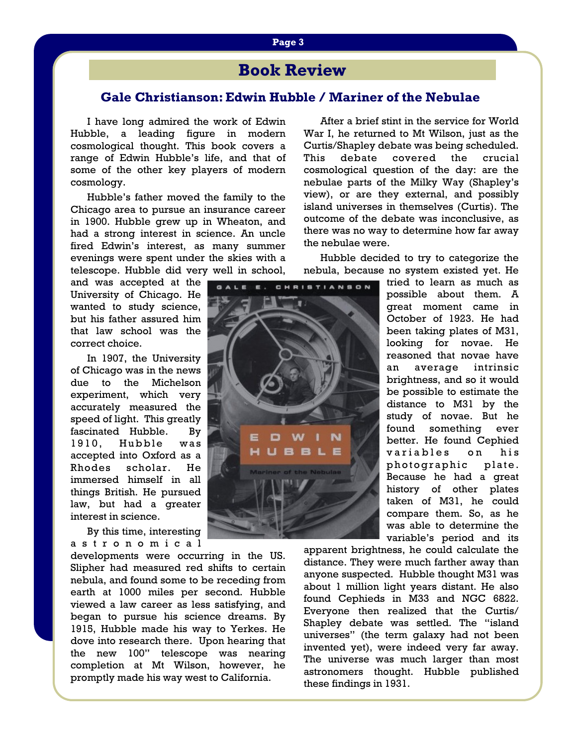## Book Review

### Gale Christianson: Edwin Hubble / Mariner of the Nebulae

I have long admired the work of Edwin Hubble, a leading figure in modern cosmological thought. This book covers a range of Edwin Hubble's life, and that of some of the other key players of modern cosmology.

Hubble's father moved the family to the Chicago area to pursue an insurance career in 1900. Hubble grew up in Wheaton, and had a strong interest in science. An uncle fired Edwin's interest, as many summer evenings were spent under the skies with a telescope. Hubble did very well in school, and was accepted at the University of Chicago. He wanted to study science, but his father assured him that law school was the correct choice.

In 1907, the University of Chicago was in the news due to the Michelson experiment, which very accurately measured the speed of light. This greatly fascinated Hubble. By 1910, Hubble was accepted into Oxford as a Rhodes scholar. He immersed himself in all things British. He pursued law, but had a greater interest in science.

By this time, interesting astronomical developments were occurring in the US. Slipher had measured red shifts to certain nebula, and found some to be receding from earth at 1000 miles per second. Hubble viewed a law career as less satisfying, and began to pursue his science dreams. By 1915, Hubble made his way to Yerkes. He dove into research there. Upon hearing that the new 100" telescope was nearing completion at Mt Wilson, however, he promptly made his way west to California.

After a brief stint in the service for World War I, he returned to Mt Wilson, just as the Curtis/Shapley debate was being scheduled. This debate covered the crucial cosmological question of the day: are the nebulae parts of the Milky Way (Shapley's view), or are they external, and possibly island universes in themselves (Curtis). The outcome of the debate was inconclusive, as there was no way to determine how far away the nebulae were.

Hubble decided to try to categorize the nebula, because no system existed yet. He tried to learn as much as possible about them. A great moment came in October of 1923. He had been taking plates of M31, looking for novae. He reasoned that novae have an average intrinsic brightness, and so it would be possible to estimate the distance to M31 by the study of novae. But he found something ever better. He found Cephied variables on his photographic plate. Because he had a great history of other plates taken of M31, he could compare them. So, as he was able to determine the variable's period and its apparent brightness, he could calculate the distance. They were much farther away than anyone suspected. Hubble thought M31 was about 1 million light years distant. He also found Cephieds in M33 and NGC 6822. Everyone then realized that the Curtis/Shapley debate was settled. The "island universes" (the term galaxy had not been invented yet), were indeed very far away. The universe was much larger than most astronomers thought. Hubble published these findings in 1931.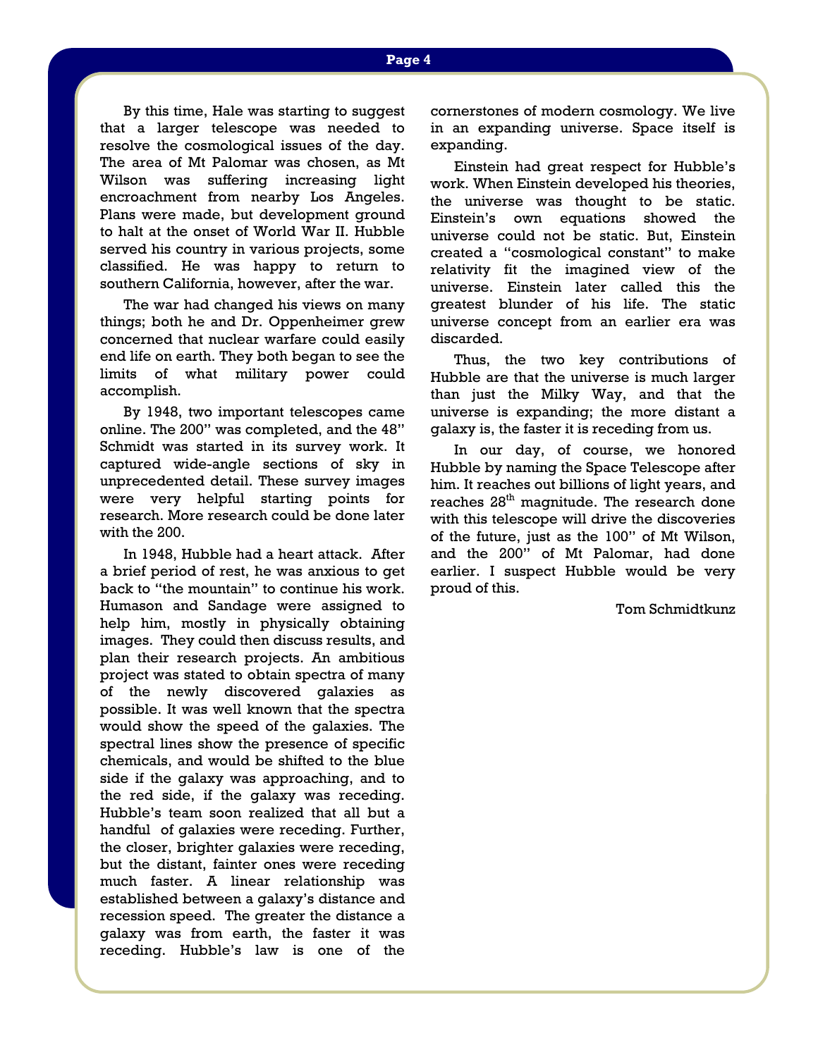By this time, Hale was starting to suggest that a larger telescope was needed to resolve the cosmological issues of the day. The area of Mt Palomar was chosen, as Mt Wilson was suffering increasing light encroachment from nearby Los Angeles. Plans were made, but development ground to halt at the onset of World War II. Hubble served his country in various projects, some classified. He was happy to return to southern California, however, after the war.

The war had changed his views on many things; both he and Dr. Oppenheimer grew concerned that nuclear warfare could easily end life on earth. They both began to see the limits of what military power could accomplish.

By 1948, two important telescopes came online. The 200" was completed, and the 48" Schmidt was started in its survey work. It captured wide-angle sections of sky in unprecedented detail. These survey images were very helpful starting points for research. More research could be done later with the 200.

In 1948, Hubble had a heart attack. After a brief period of rest, he was anxious to get back to "the mountain" to continue his work. Humason and Sandage were assigned to help him, mostly in physically obtaining images. They could then discuss results, and plan their research projects. An ambitious project was stated to obtain spectra of many of the newly discovered galaxies as possible. It was well known that the spectra would show the speed of the galaxies. The spectral lines show the presence of specific chemicals, and would be shifted to the blue side if the galaxy was approaching, and to the red side, if the galaxy was receding. Hubble's team soon realized that all but a handful of galaxies were receding. Further, the closer, brighter galaxies were receding, but the distant, fainter ones were receding much faster. A linear relationship was established between a galaxy's distance and recession speed. The greater the distance a galaxy was from earth, the faster it was receding. Hubble's law is one of the cornerstones of modern cosmology. We live in an expanding universe. Space itself is expanding.

Einstein had great respect for Hubble's work. When Einstein developed his theories, the universe was thought to be static. Einstein's own equations showed the universe could not be static. But, Einstein created a "cosmological constant" to make relativity fit the imagined view of the universe. Einstein later called this the greatest blunder of his life. The static universe concept from an earlier era was discarded.

Thus, the two key contributions of Hubble are that the universe is much larger than just the Milky Way, and that the universe is expanding; the more distant a galaxy is, the faster it is receding from us.

In our day, of course, we honored Hubble by naming the Space Telescope after him. It reaches out billions of light years, and reaches 28$^{th}$ magnitude. The research done with this telescope will drive the discoveries of the future, just as the 100" of Mt Wilson, and the 200" of Mt Palomar, had done earlier. I suspect Hubble would be very proud of this.

Tom Schmidtkunz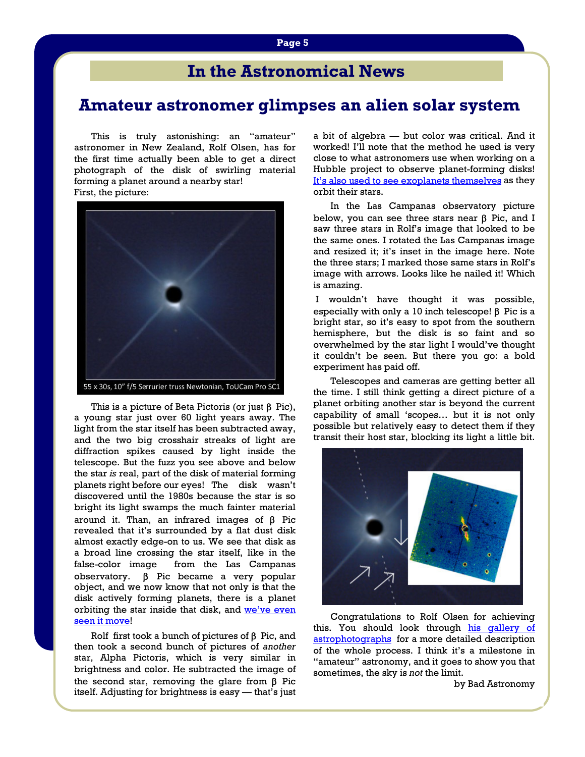# In the Astronomical News

## Amateur astronomer glimpses an alien solar system

This is truly astonishing: an "amateur" astronomer in New Zealand, Rolf Olsen, has for the first time actually been able to get a direct photograph of the disk of swirling material forming a planet around a nearby star!

First, the picture:

55 x 30s, 10" f/5 Serrurier truss Newtonian, ToUCam Pro SC1

This is a picture of Beta Pictoris (or just β Pic), a young star just over 60 light years away. The light from the star itself has been subtracted away, and the two big crosshair streaks of light are diffraction spikes caused by light inside the telescope. But the fuzz you see above and below the star *is* real, part of the disk of material forming planets right before our eyes! The disk wasn't discovered until the 1980s because the star is so bright its light swamps the much fainter material around it. Than, an infrared images of β Pic revealed that it's surrounded by a flat dust disk almost exactly edge-on to us. We see that disk as a broad line crossing the star itself, like in the false-color image from the Las Campanas observatory. β Pic became a very popular object, and we now know that not only is that the disk actively forming planets, there is a planet orbiting the star inside that disk, and [we've even seen it move]()!

Rolf first took a bunch of pictures of β Pic, and then took a second bunch of pictures of *another* star, Alpha Pictoris, which is very similar in brightness and color. He subtracted the image of the second star, removing the glare from β Pic itself. Adjusting for brightness is easy — that's just a bit of algebra — but color was critical. And it worked! I'll note that the method he used is very close to what astronomers use when working on a Hubble project to observe planet-forming disks! [It's also used to see exoplanets themselves]() as they orbit their stars.

In the Las Campanas observatory picture below, you can see three stars near β Pic, and I saw three stars in Rolf's image that looked to be the same ones. I rotated the Las Campanas image and resized it; it's inset in the image here. Note the three stars; I marked those same stars in Rolf's image with arrows. Looks like he nailed it! Which is amazing.

I wouldn't have thought it was possible, especially with only a 10 inch telescope! β Pic is a bright star, so it's easy to spot from the southern hemisphere, but the disk is so faint and so overwhelmed by the star light I would've thought it couldn't be seen. But there you go: a bold experiment has paid off.

Telescopes and cameras are getting better all the time. I still think getting a direct picture of a planet orbiting another star is beyond the current capability of small 'scopes… but it is not only possible but relatively easy to detect them if they transit their host star, blocking its light a little bit.

Congratulations to Rolf Olsen for achieving this. You should look through [his gallery of astrophotographs]() for a more detailed description of the whole process. I think it's a milestone in "amateur" astronomy, and it goes to show you that sometimes, the sky is *not* the limit.

by Bad Astronomy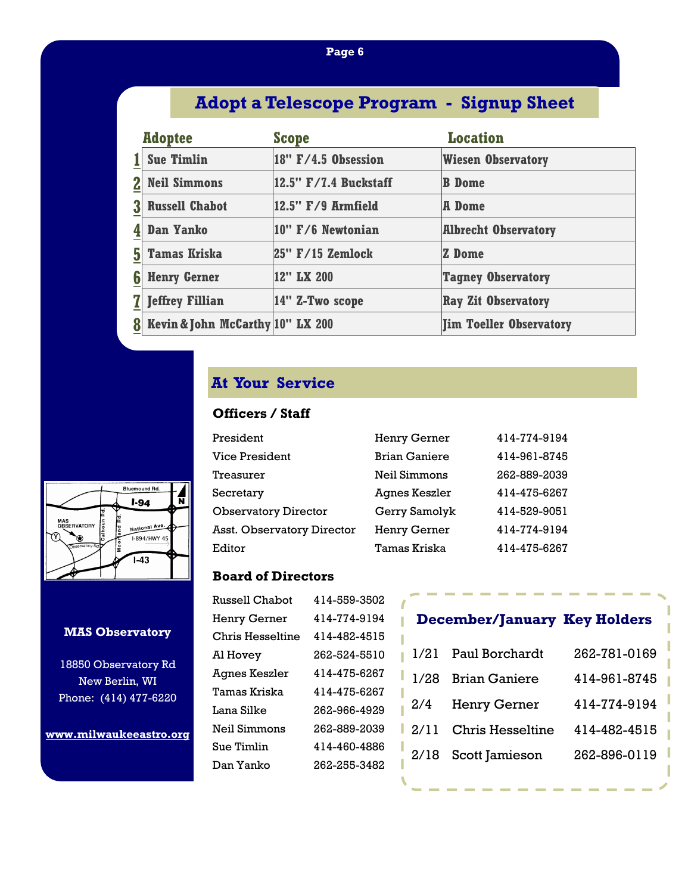## Adopt a Telescope Program - Signup Sheet

| | Adoptee | Scope | Location |
|---|---|---|---|
| 1 | Sue Timlin | 18" F/4.5 Obsession | Wiesen Observatory |
| 2 | Neil Simmons | 12.5" F/7.4 Buckstaff | B Dome |
| 3 | Russell Chabot | 12.5" F/9 Armfield | A Dome |
| 4 | Dan Yanko | 10" F/6 Newtonian | Albrecht Observatory |
| 5 | Tamas Kriska | 25" F/15 Zemlock | Z Dome |
| 6 | Henry Gerner | 12" LX 200 | Tagney Observatory |
| 7 | Jeffrey Fillian | 14" Z-Two scope | Ray Zit Observatory |
| 8 | Kevin & John McCarthy | 10" LX 200 | Jim Toeller Observatory |

## At Your Service

### Officers / Staff

| | | |
|---|---|---|
| President | Henry Gerner | 414-774-9194 |
| Vice President | Brian Ganiere | 414-961-8745 |
| Treasurer | Neil Simmons | 262-889-2039 |
| Secretary | Agnes Keszler | 414-475-6267 |
| Observatory Director | Gerry Samolyk | 414-529-9051 |
| Asst. Observatory Director | Henry Gerner | 414-774-9194 |
| Editor | Tamas Kriska | 414-475-6267 |

### Board of Directors

| | |
|---|---|
| Russell Chabot | 414-559-3502 |
| Henry Gerner | 414-774-9194 |
| Chris Hesseltine | 414-482-4515 |
| Al Hovey | 262-524-5510 |
| Agnes Keszler | 414-475-6267 |
| Tamas Kriska | 414-475-6267 |
| Lana Silke | 262-966-4929 |
| Neil Simmons | 262-889-2039 |
| Sue Timlin | 414-460-4886 |
| Dan Yanko | 262-255-3482 |

### December/January Key Holders

| | | |
|---|---|---|
| 1/21 | Paul Borchardt | 262-781-0169 |
| 1/28 | Brian Ganiere | 414-961-8745 |
| 2/4 | Henry Gerner | 414-774-9194 |
| 2/11 | Chris Hesseltine | 414-482-4515 |
| 2/18 | Scott Jamieson | 262-896-0119 |

Bluemound Rd.
I-94
N
MAS OBSERVATORY
Calhoun Rd.
Moorland Rd.
National Ave.
I-894/HWY 45
Y
Observatory Rd.
I-43

**MAS Observatory**

18850 Observatory Rd
New Berlin, WI
Phone: (414) 477-6220

**www.milwaukeeastro.org**